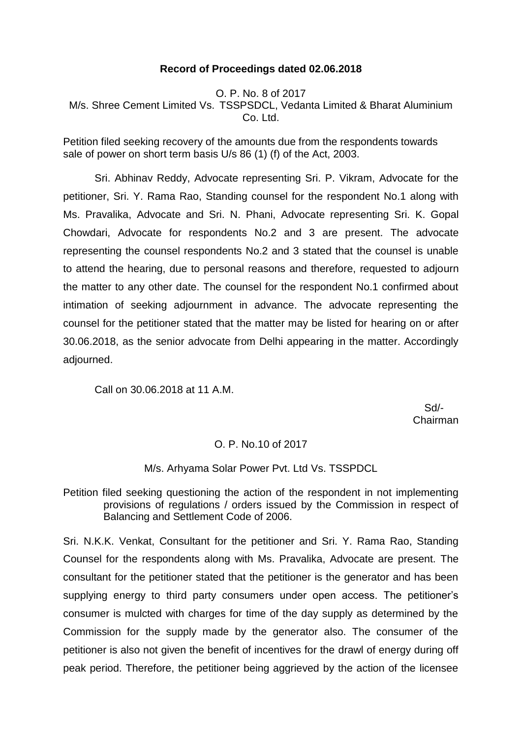**Record of Proceedings dated 02.06.2018**

O. P. No. 8 of 2017
M/s. Shree Cement Limited Vs. TSSPSDCL, Vedanta Limited & Bharat Aluminium Co. Ltd.

Petition filed seeking recovery of the amounts due from the respondents towards sale of power on short term basis U/s 86 (1) (f) of the Act, 2003.

Sri. Abhinav Reddy, Advocate representing Sri. P. Vikram, Advocate for the petitioner, Sri. Y. Rama Rao, Standing counsel for the respondent No.1 along with Ms. Pravalika, Advocate and Sri. N. Phani, Advocate representing Sri. K. Gopal Chowdari, Advocate for respondents No.2 and 3 are present. The advocate representing the counsel respondents No.2 and 3 stated that the counsel is unable to attend the hearing, due to personal reasons and therefore, requested to adjourn the matter to any other date. The counsel for the respondent No.1 confirmed about intimation of seeking adjournment in advance. The advocate representing the counsel for the petitioner stated that the matter may be listed for hearing on or after 30.06.2018, as the senior advocate from Delhi appearing in the matter. Accordingly adjourned.

Call on 30.06.2018 at 11 A.M.

Sd/-
Chairman

O. P. No.10 of 2017

M/s. Arhyama Solar Power Pvt. Ltd Vs. TSSPDCL

Petition filed seeking questioning the action of the respondent in not implementing provisions of regulations / orders issued by the Commission in respect of Balancing and Settlement Code of 2006.

Sri. N.K.K. Venkat, Consultant for the petitioner and Sri. Y. Rama Rao, Standing Counsel for the respondents along with Ms. Pravalika, Advocate are present. The consultant for the petitioner stated that the petitioner is the generator and has been supplying energy to third party consumers under open access. The petitioner's consumer is mulcted with charges for time of the day supply as determined by the Commission for the supply made by the generator also. The consumer of the petitioner is also not given the benefit of incentives for the drawl of energy during off peak period. Therefore, the petitioner being aggrieved by the action of the licensee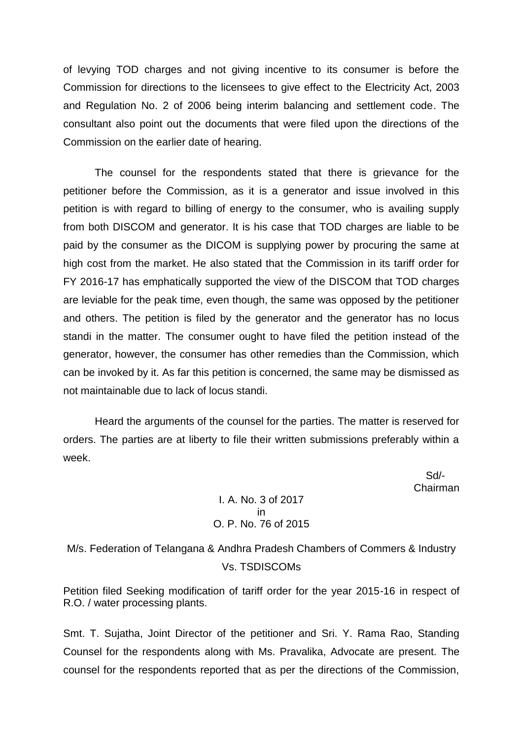of levying TOD charges and not giving incentive to its consumer is before the Commission for directions to the licensees to give effect to the Electricity Act, 2003 and Regulation No. 2 of 2006 being interim balancing and settlement code. The consultant also point out the documents that were filed upon the directions of the Commission on the earlier date of hearing.

The counsel for the respondents stated that there is grievance for the petitioner before the Commission, as it is a generator and issue involved in this petition is with regard to billing of energy to the consumer, who is availing supply from both DISCOM and generator. It is his case that TOD charges are liable to be paid by the consumer as the DICOM is supplying power by procuring the same at high cost from the market. He also stated that the Commission in its tariff order for FY 2016-17 has emphatically supported the view of the DISCOM that TOD charges are leviable for the peak time, even though, the same was opposed by the petitioner and others. The petition is filed by the generator and the generator has no locus standi in the matter. The consumer ought to have filed the petition instead of the generator, however, the consumer has other remedies than the Commission, which can be invoked by it. As far this petition is concerned, the same may be dismissed as not maintainable due to lack of locus standi.

Heard the arguments of the counsel for the parties. The matter is reserved for orders. The parties are at liberty to file their written submissions preferably within a week.

Sd/-
Chairman

I. A. No. 3 of 2017
in
O. P. No. 76 of 2015

M/s. Federation of Telangana & Andhra Pradesh Chambers of Commers & Industry
Vs. TSDISCOMs

Petition filed Seeking modification of tariff order for the year 2015-16 in respect of R.O. / water processing plants.

Smt. T. Sujatha, Joint Director of the petitioner and Sri. Y. Rama Rao, Standing Counsel for the respondents along with Ms. Pravalika, Advocate are present. The counsel for the respondents reported that as per the directions of the Commission,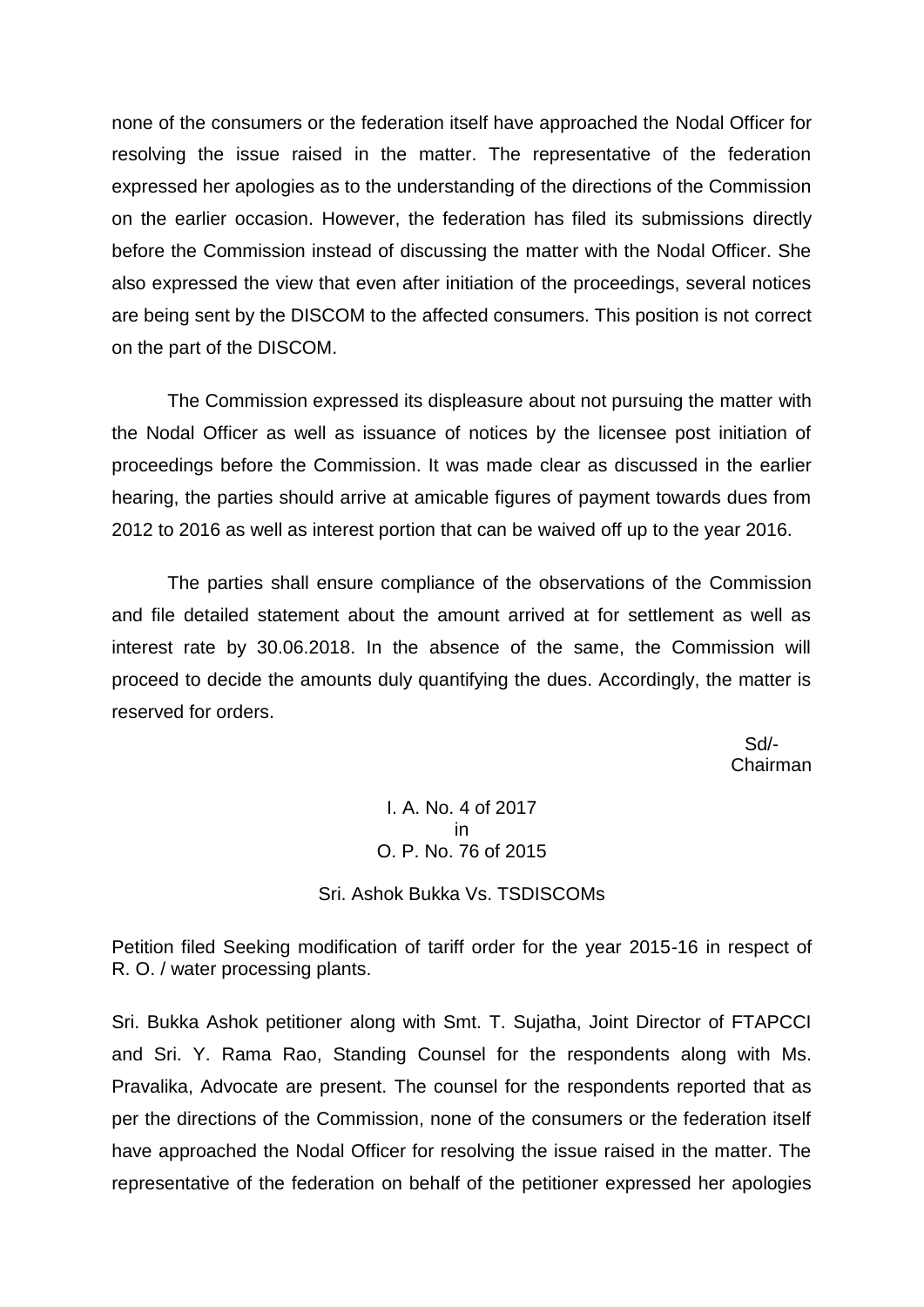none of the consumers or the federation itself have approached the Nodal Officer for resolving the issue raised in the matter. The representative of the federation expressed her apologies as to the understanding of the directions of the Commission on the earlier occasion. However, the federation has filed its submissions directly before the Commission instead of discussing the matter with the Nodal Officer. She also expressed the view that even after initiation of the proceedings, several notices are being sent by the DISCOM to the affected consumers. This position is not correct on the part of the DISCOM.

The Commission expressed its displeasure about not pursuing the matter with the Nodal Officer as well as issuance of notices by the licensee post initiation of proceedings before the Commission. It was made clear as discussed in the earlier hearing, the parties should arrive at amicable figures of payment towards dues from 2012 to 2016 as well as interest portion that can be waived off up to the year 2016.

The parties shall ensure compliance of the observations of the Commission and file detailed statement about the amount arrived at for settlement as well as interest rate by 30.06.2018. In the absence of the same, the Commission will proceed to decide the amounts duly quantifying the dues. Accordingly, the matter is reserved for orders.

Sd/-
Chairman

I. A. No. 4 of 2017
in
O. P. No. 76 of 2015

Sri. Ashok Bukka Vs. TSDISCOMs

Petition filed Seeking modification of tariff order for the year 2015-16 in respect of R. O. / water processing plants.

Sri. Bukka Ashok petitioner along with Smt. T. Sujatha, Joint Director of FTAPCCI and Sri. Y. Rama Rao, Standing Counsel for the respondents along with Ms. Pravalika, Advocate are present. The counsel for the respondents reported that as per the directions of the Commission, none of the consumers or the federation itself have approached the Nodal Officer for resolving the issue raised in the matter. The representative of the federation on behalf of the petitioner expressed her apologies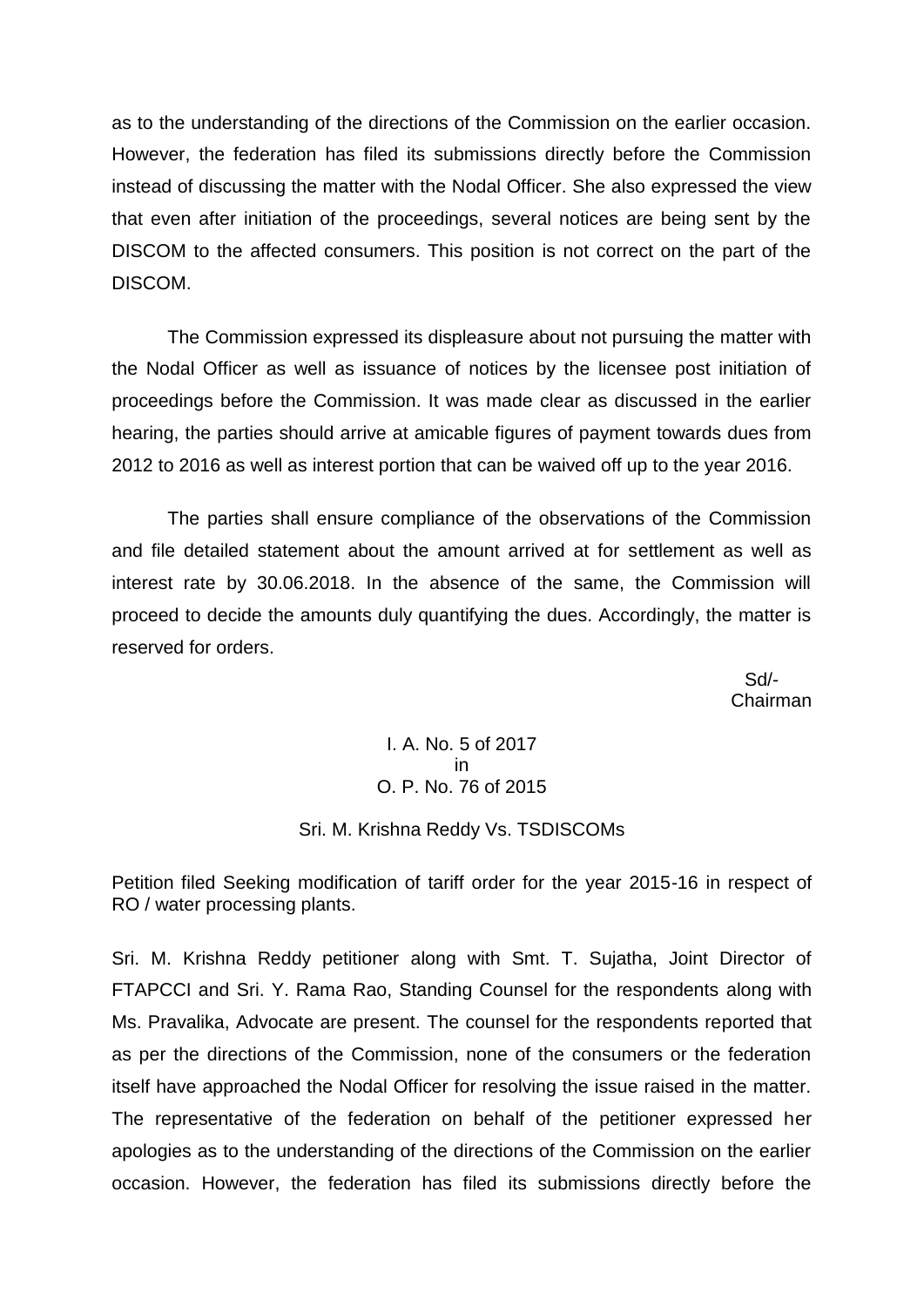as to the understanding of the directions of the Commission on the earlier occasion. However, the federation has filed its submissions directly before the Commission instead of discussing the matter with the Nodal Officer. She also expressed the view that even after initiation of the proceedings, several notices are being sent by the DISCOM to the affected consumers. This position is not correct on the part of the DISCOM.

The Commission expressed its displeasure about not pursuing the matter with the Nodal Officer as well as issuance of notices by the licensee post initiation of proceedings before the Commission. It was made clear as discussed in the earlier hearing, the parties should arrive at amicable figures of payment towards dues from 2012 to 2016 as well as interest portion that can be waived off up to the year 2016.

The parties shall ensure compliance of the observations of the Commission and file detailed statement about the amount arrived at for settlement as well as interest rate by 30.06.2018. In the absence of the same, the Commission will proceed to decide the amounts duly quantifying the dues. Accordingly, the matter is reserved for orders.

Sd/-
Chairman

I. A. No. 5 of 2017
in
O. P. No. 76 of 2015

Sri. M. Krishna Reddy Vs. TSDISCOMs

Petition filed Seeking modification of tariff order for the year 2015-16 in respect of RO / water processing plants.

Sri. M. Krishna Reddy petitioner along with Smt. T. Sujatha, Joint Director of FTAPCCI and Sri. Y. Rama Rao, Standing Counsel for the respondents along with Ms. Pravalika, Advocate are present. The counsel for the respondents reported that as per the directions of the Commission, none of the consumers or the federation itself have approached the Nodal Officer for resolving the issue raised in the matter. The representative of the federation on behalf of the petitioner expressed her apologies as to the understanding of the directions of the Commission on the earlier occasion. However, the federation has filed its submissions directly before the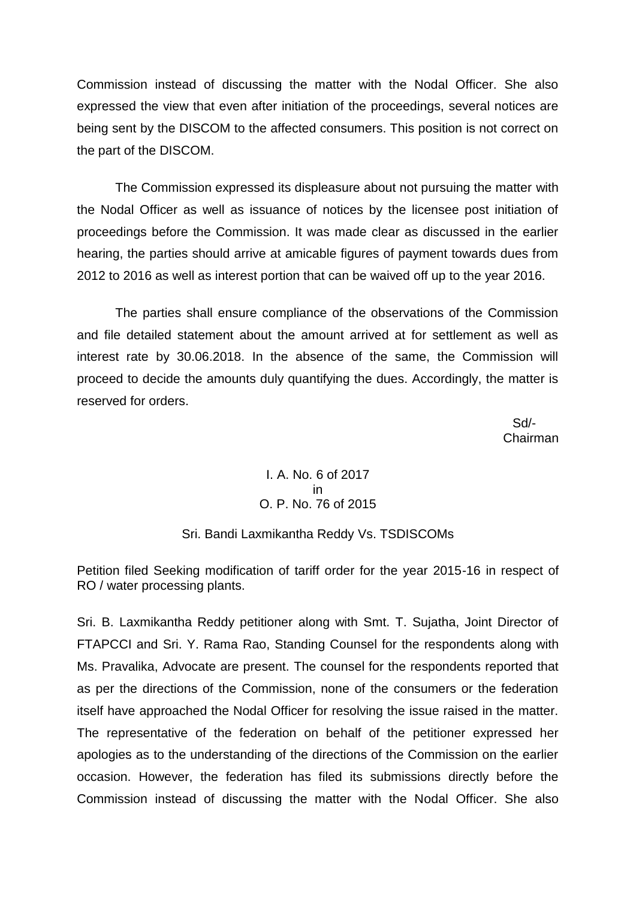Commission instead of discussing the matter with the Nodal Officer. She also expressed the view that even after initiation of the proceedings, several notices are being sent by the DISCOM to the affected consumers. This position is not correct on the part of the DISCOM.

The Commission expressed its displeasure about not pursuing the matter with the Nodal Officer as well as issuance of notices by the licensee post initiation of proceedings before the Commission. It was made clear as discussed in the earlier hearing, the parties should arrive at amicable figures of payment towards dues from 2012 to 2016 as well as interest portion that can be waived off up to the year 2016.

The parties shall ensure compliance of the observations of the Commission and file detailed statement about the amount arrived at for settlement as well as interest rate by 30.06.2018. In the absence of the same, the Commission will proceed to decide the amounts duly quantifying the dues. Accordingly, the matter is reserved for orders.

Sd/-
Chairman

I. A. No. 6 of 2017
in
O. P. No. 76 of 2015

Sri. Bandi Laxmikantha Reddy Vs. TSDISCOMs

Petition filed Seeking modification of tariff order for the year 2015-16 in respect of RO / water processing plants.

Sri. B. Laxmikantha Reddy petitioner along with Smt. T. Sujatha, Joint Director of FTAPCCI and Sri. Y. Rama Rao, Standing Counsel for the respondents along with Ms. Pravalika, Advocate are present. The counsel for the respondents reported that as per the directions of the Commission, none of the consumers or the federation itself have approached the Nodal Officer for resolving the issue raised in the matter. The representative of the federation on behalf of the petitioner expressed her apologies as to the understanding of the directions of the Commission on the earlier occasion. However, the federation has filed its submissions directly before the Commission instead of discussing the matter with the Nodal Officer. She also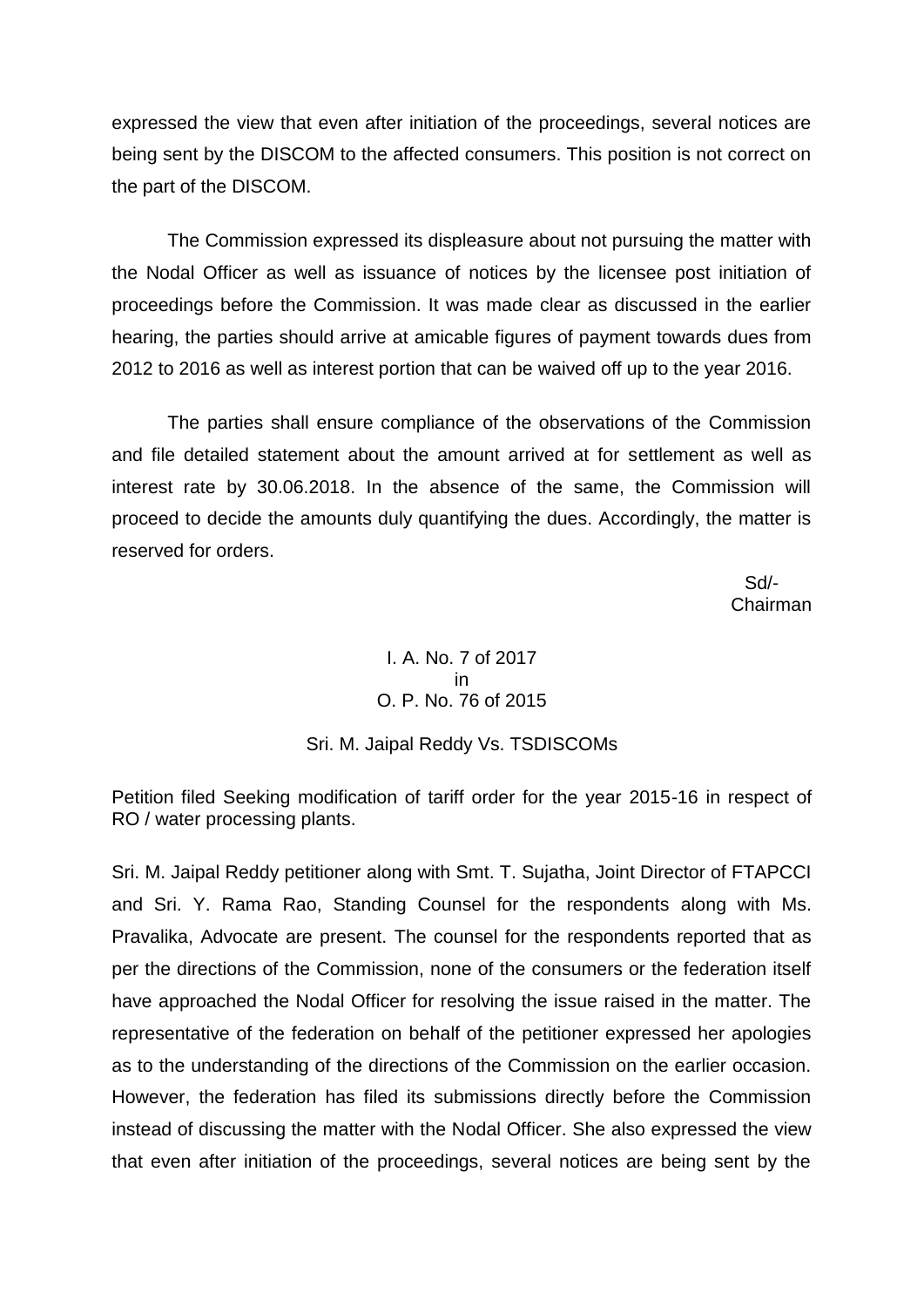expressed the view that even after initiation of the proceedings, several notices are being sent by the DISCOM to the affected consumers. This position is not correct on the part of the DISCOM.

The Commission expressed its displeasure about not pursuing the matter with the Nodal Officer as well as issuance of notices by the licensee post initiation of proceedings before the Commission. It was made clear as discussed in the earlier hearing, the parties should arrive at amicable figures of payment towards dues from 2012 to 2016 as well as interest portion that can be waived off up to the year 2016.

The parties shall ensure compliance of the observations of the Commission and file detailed statement about the amount arrived at for settlement as well as interest rate by 30.06.2018. In the absence of the same, the Commission will proceed to decide the amounts duly quantifying the dues. Accordingly, the matter is reserved for orders.

Sd/-
Chairman

I. A. No. 7 of 2017
in
O. P. No. 76 of 2015

Sri. M. Jaipal Reddy Vs. TSDISCOMs

Petition filed Seeking modification of tariff order for the year 2015-16 in respect of RO / water processing plants.

Sri. M. Jaipal Reddy petitioner along with Smt. T. Sujatha, Joint Director of FTAPCCI and Sri. Y. Rama Rao, Standing Counsel for the respondents along with Ms. Pravalika, Advocate are present. The counsel for the respondents reported that as per the directions of the Commission, none of the consumers or the federation itself have approached the Nodal Officer for resolving the issue raised in the matter. The representative of the federation on behalf of the petitioner expressed her apologies as to the understanding of the directions of the Commission on the earlier occasion. However, the federation has filed its submissions directly before the Commission instead of discussing the matter with the Nodal Officer. She also expressed the view that even after initiation of the proceedings, several notices are being sent by the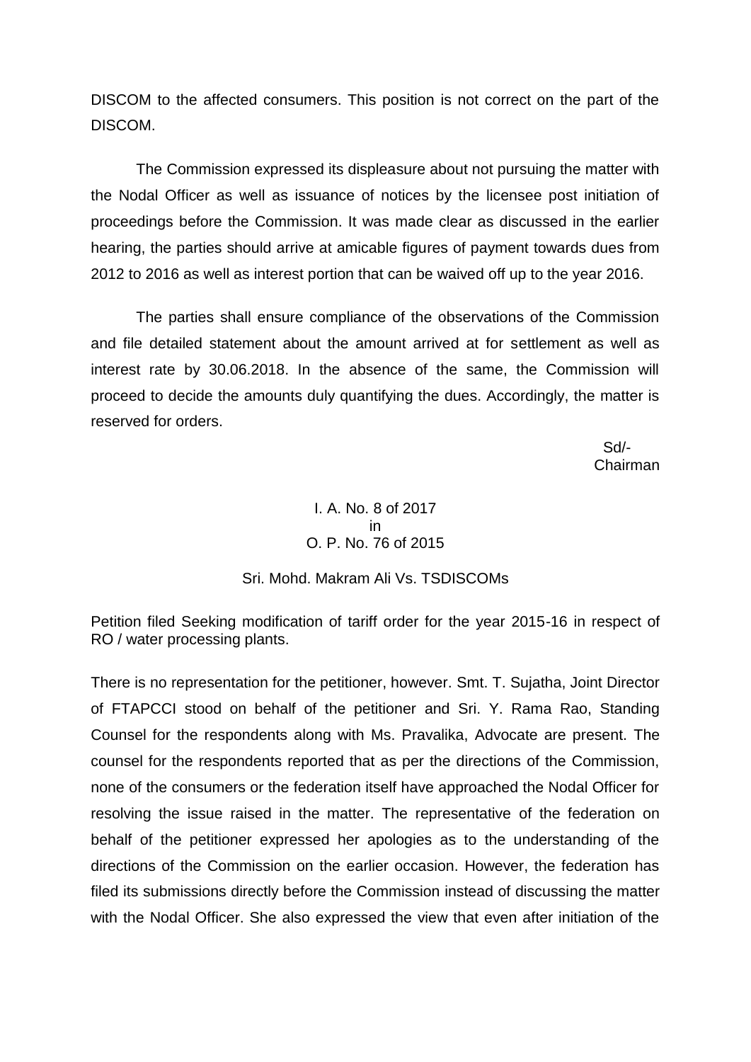DISCOM to the affected consumers. This position is not correct on the part of the DISCOM.

The Commission expressed its displeasure about not pursuing the matter with the Nodal Officer as well as issuance of notices by the licensee post initiation of proceedings before the Commission. It was made clear as discussed in the earlier hearing, the parties should arrive at amicable figures of payment towards dues from 2012 to 2016 as well as interest portion that can be waived off up to the year 2016.

The parties shall ensure compliance of the observations of the Commission and file detailed statement about the amount arrived at for settlement as well as interest rate by 30.06.2018. In the absence of the same, the Commission will proceed to decide the amounts duly quantifying the dues. Accordingly, the matter is reserved for orders.

Sd/-
Chairman

I. A. No. 8 of 2017
in
O. P. No. 76 of 2015

Sri. Mohd. Makram Ali Vs. TSDISCOMs

Petition filed Seeking modification of tariff order for the year 2015-16 in respect of RO / water processing plants.

There is no representation for the petitioner, however. Smt. T. Sujatha, Joint Director of FTAPCCI stood on behalf of the petitioner and Sri. Y. Rama Rao, Standing Counsel for the respondents along with Ms. Pravalika, Advocate are present. The counsel for the respondents reported that as per the directions of the Commission, none of the consumers or the federation itself have approached the Nodal Officer for resolving the issue raised in the matter. The representative of the federation on behalf of the petitioner expressed her apologies as to the understanding of the directions of the Commission on the earlier occasion. However, the federation has filed its submissions directly before the Commission instead of discussing the matter with the Nodal Officer. She also expressed the view that even after initiation of the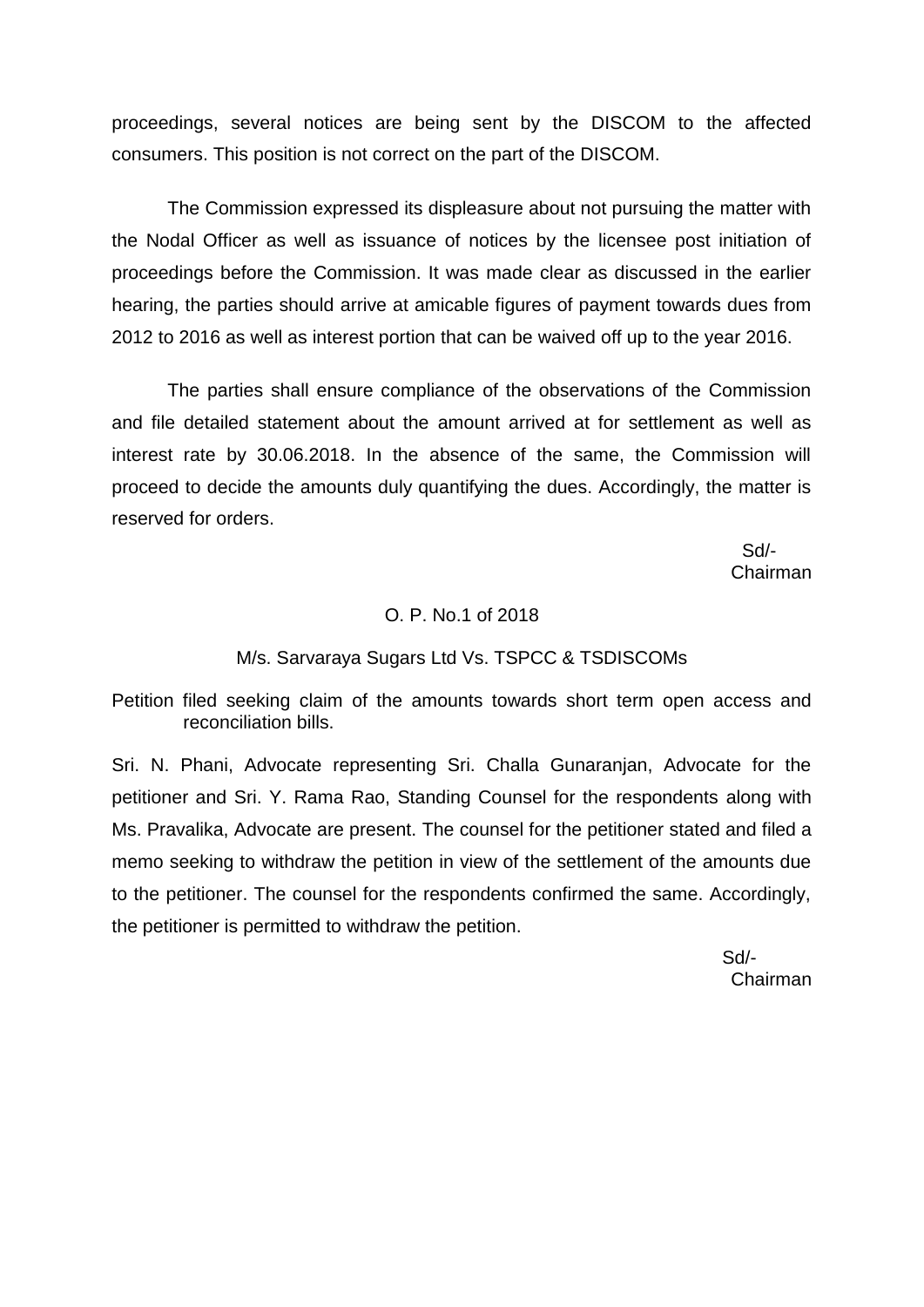proceedings, several notices are being sent by the DISCOM to the affected consumers. This position is not correct on the part of the DISCOM.

The Commission expressed its displeasure about not pursuing the matter with the Nodal Officer as well as issuance of notices by the licensee post initiation of proceedings before the Commission. It was made clear as discussed in the earlier hearing, the parties should arrive at amicable figures of payment towards dues from 2012 to 2016 as well as interest portion that can be waived off up to the year 2016.

The parties shall ensure compliance of the observations of the Commission and file detailed statement about the amount arrived at for settlement as well as interest rate by 30.06.2018. In the absence of the same, the Commission will proceed to decide the amounts duly quantifying the dues. Accordingly, the matter is reserved for orders.

Sd/-
Chairman

O. P. No.1 of 2018

M/s. Sarvaraya Sugars Ltd Vs. TSPCC & TSDISCOMs

Petition filed seeking claim of the amounts towards short term open access and reconciliation bills.

Sri. N. Phani, Advocate representing Sri. Challa Gunaranjan, Advocate for the petitioner and Sri. Y. Rama Rao, Standing Counsel for the respondents along with Ms. Pravalika, Advocate are present. The counsel for the petitioner stated and filed a memo seeking to withdraw the petition in view of the settlement of the amounts due to the petitioner. The counsel for the respondents confirmed the same. Accordingly, the petitioner is permitted to withdraw the petition.

Sd/-
Chairman